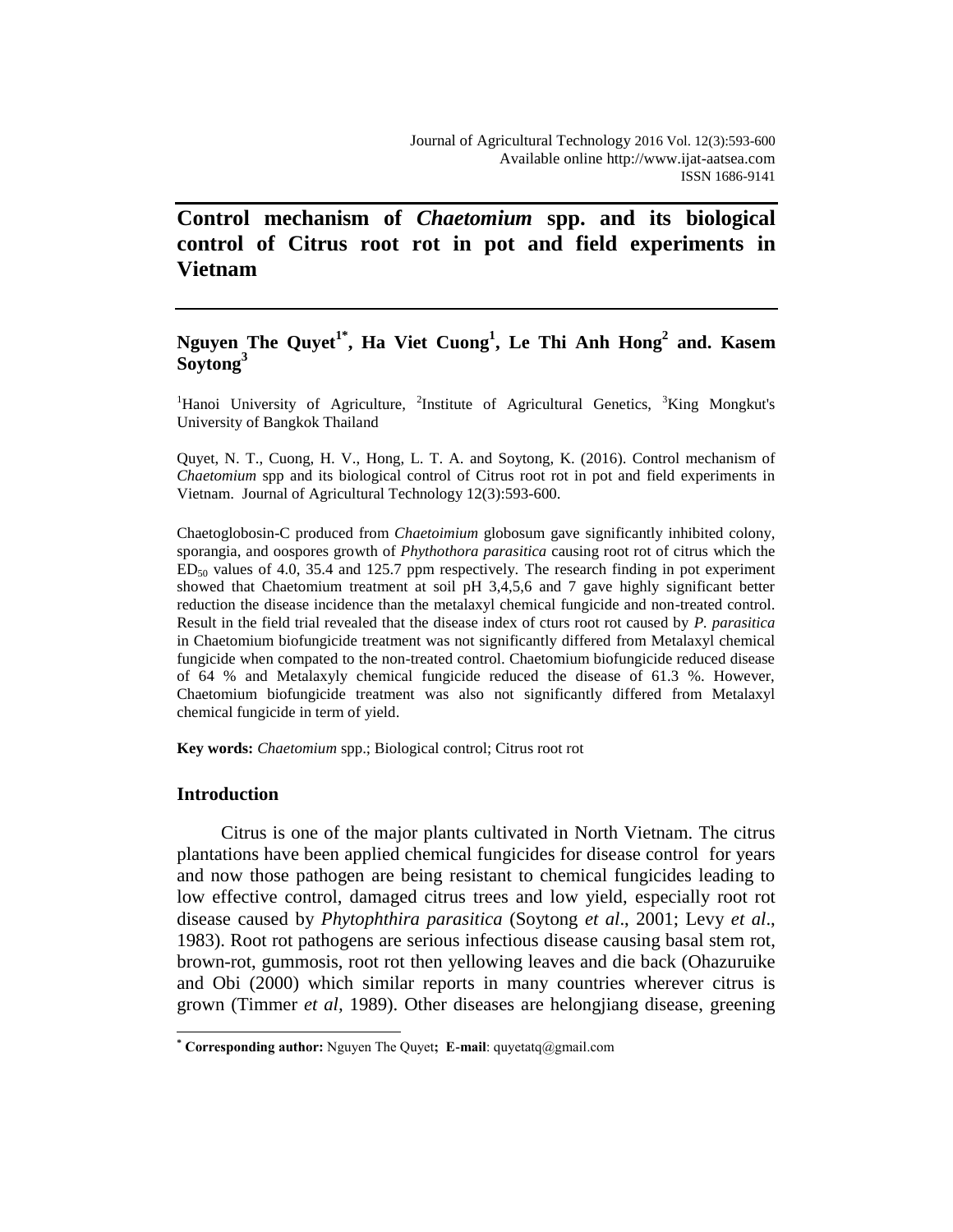# Control mechanism of *Chaetomium* spp. and its biological control of Citrus root rot in pot and field experiments in Vietnam

**Nguyen The Quyet[1*], Ha Viet Cuong[1], Le Thi Anh Hong[2] and. Kasem Soytong[3]**

[1]Hanoi University of Agriculture, [2]Institute of Agricultural Genetics, [3]King Mongkut's University of Bangkok Thailand

Quyet, N. T., Cuong, H. V., Hong, L. T. A. and Soytong, K. (2016). Control mechanism of *Chaetomium* spp and its biological control of Citrus root rot in pot and field experiments in Vietnam. Journal of Agricultural Technology 12(3):593-600.

Chaetoglobosin-C produced from *Chaetoimium* globosum gave significantly inhibited colony, sporangia, and oospores growth of *Phythothora parasitica* causing root rot of citrus which the $ED_{50}$ values of 4.0, 35.4 and 125.7 ppm respectively. The research finding in pot experiment showed that Chaetomium treatment at soil pH 3,4,5,6 and 7 gave highly significant better reduction the disease incidence than the metalaxyl chemical fungicide and non-treated control. Result in the field trial revealed that the disease index of cturs root rot caused by *P. parasitica* in Chaetomium biofungicide treatment was not significantly differed from Metalaxyl chemical fungicide when compated to the non-treated control. Chaetomium biofungicide reduced disease of 64 % and Metalaxyly chemical fungicide reduced the disease of 61.3 %. However, Chaetomium biofungicide treatment was also not significantly differed from Metalaxyl chemical fungicide in term of yield.

**Key words:** *Chaetomium* spp.; Biological control; Citrus root rot

## Introduction

Citrus is one of the major plants cultivated in North Vietnam. The citrus plantations have been applied chemical fungicides for disease control for years and now those pathogen are being resistant to chemical fungicides leading to low effective control, damaged citrus trees and low yield, especially root rot disease caused by *Phytophthira parasitica* (Soytong *et al*., 2001; Levy *et al*., 1983). Root rot pathogens are serious infectious disease causing basal stem rot, brown-rot, gummosis, root rot then yellowing leaves and die back (Ohazuruike and Obi (2000) which similar reports in many countries wherever citrus is grown (Timmer *et al*, 1989). Other diseases are helongjiang disease, greening

[*] **Corresponding author:** Nguyen The Quyet; **E-mail**: quyetatq@gmail.com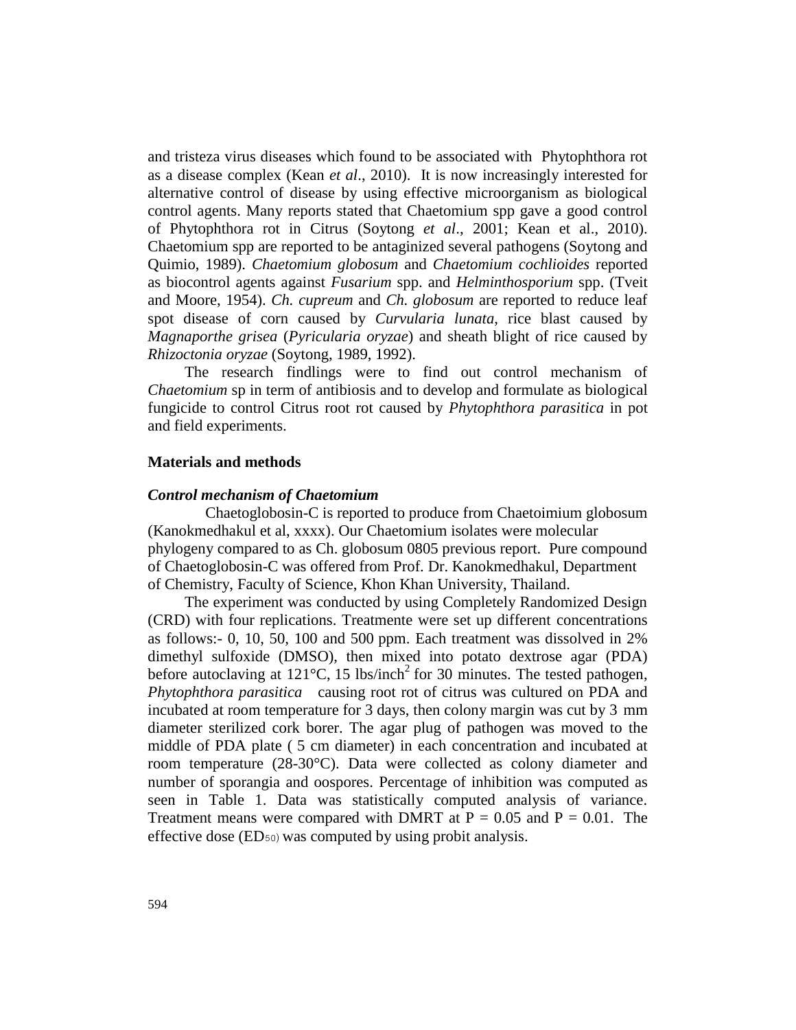and tristeza virus diseases which found to be associated with Phytophthora rot as a disease complex (Kean *et al*., 2010). It is now increasingly interested for alternative control of disease by using effective microorganism as biological control agents. Many reports stated that Chaetomium spp gave a good control of Phytophthora rot in Citrus (Soytong *et al*., 2001; Kean et al., 2010). Chaetomium spp are reported to be antaginized several pathogens (Soytong and Quimio, 1989). *Chaetomium globosum* and *Chaetomium cochlioides* reported as biocontrol agents against *Fusarium* spp. and *Helminthosporium* spp. (Tveit and Moore, 1954). *Ch. cupreum* and *Ch. globosum* are reported to reduce leaf spot disease of corn caused by *Curvularia lunata*, rice blast caused by *Magnaporthe grisea* (*Pyricularia oryzae*) and sheath blight of rice caused by *Rhizoctonia oryzae* (Soytong, 1989, 1992).

The research findlings were to find out control mechanism of *Chaetomium* sp in term of antibiosis and to develop and formulate as biological fungicide to control Citrus root rot caused by *Phytophthora parasitica* in pot and field experiments.

## Materials and methods

### *Control mechanism of Chaetomium*

Chaetoglobosin-C is reported to produce from Chaetoimium globosum (Kanokmedhakul et al, xxxx). Our Chaetomium isolates were molecular phylogeny compared to as Ch. globosum 0805 previous report. Pure compound of Chaetoglobosin-C was offered from Prof. Dr. Kanokmedhakul, Department of Chemistry, Faculty of Science, Khon Khan University, Thailand.

The experiment was conducted by using Completely Randomized Design (CRD) with four replications. Treatmente were set up different concentrations as follows:- 0, 10, 50, 100 and 500 ppm. Each treatment was dissolved in 2% dimethyl sulfoxide (DMSO), then mixed into potato dextrose agar (PDA) before autoclaving at 121°C, 15 lbs/inch$^2$ for 30 minutes. The tested pathogen, *Phytophthora parasitica* causing root rot of citrus was cultured on PDA and incubated at room temperature for 3 days, then colony margin was cut by 3 mm diameter sterilized cork borer. The agar plug of pathogen was moved to the middle of PDA plate ( 5 cm diameter) in each concentration and incubated at room temperature (28-30°C). Data were collected as colony diameter and number of sporangia and oospores. Percentage of inhibition was computed as seen in Table 1. Data was statistically computed analysis of variance. Treatment means were compared with DMRT at $P = 0.05$ and $P = 0.01$. The effective dose ($ED_{50}$) was computed by using probit analysis.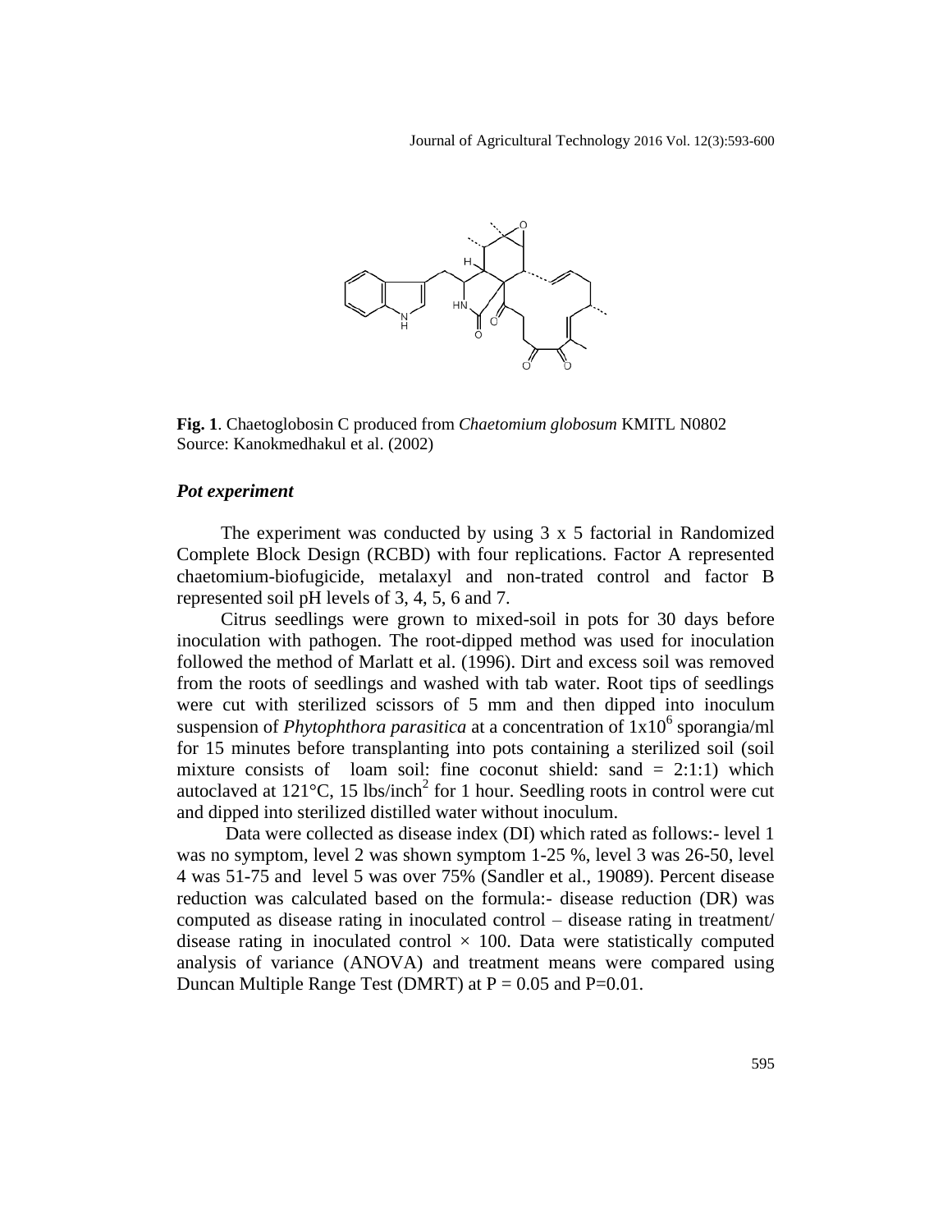**Fig. 1**. Chaetoglobosin C produced from *Chaetomium globosum* KMITL N0802
Source: Kanokmedhakul et al. (2002)

### *Pot experiment*

The experiment was conducted by using 3 x 5 factorial in Randomized Complete Block Design (RCBD) with four replications. Factor A represented chaetomium-biofugicide, metalaxyl and non-trated control and factor B represented soil pH levels of 3, 4, 5, 6 and 7.

Citrus seedlings were grown to mixed-soil in pots for 30 days before inoculation with pathogen. The root-dipped method was used for inoculation followed the method of Marlatt et al. (1996). Dirt and excess soil was removed from the roots of seedlings and washed with tab water. Root tips of seedlings were cut with sterilized scissors of 5 mm and then dipped into inoculum suspension of *Phytophthora parasitica* at a concentration of $1x10^6$ sporangia/ml for 15 minutes before transplanting into pots containing a sterilized soil (soil mixture consists of loam soil: fine coconut shield: sand = 2:1:1) which autoclaved at 121°C, 15 lbs/inch$^2$ for 1 hour. Seedling roots in control were cut and dipped into sterilized distilled water without inoculum.

Data were collected as disease index (DI) which rated as follows:- level 1 was no symptom, level 2 was shown symptom 1-25 %, level 3 was 26-50, level 4 was 51-75 and level 5 was over 75% (Sandler et al., 19089). Percent disease reduction was calculated based on the formula:- disease reduction (DR) was computed as disease rating in inoculated control – disease rating in treatment/ disease rating in inoculated control × 100. Data were statistically computed analysis of variance (ANOVA) and treatment means were compared using Duncan Multiple Range Test (DMRT) at P = 0.05 and P=0.01.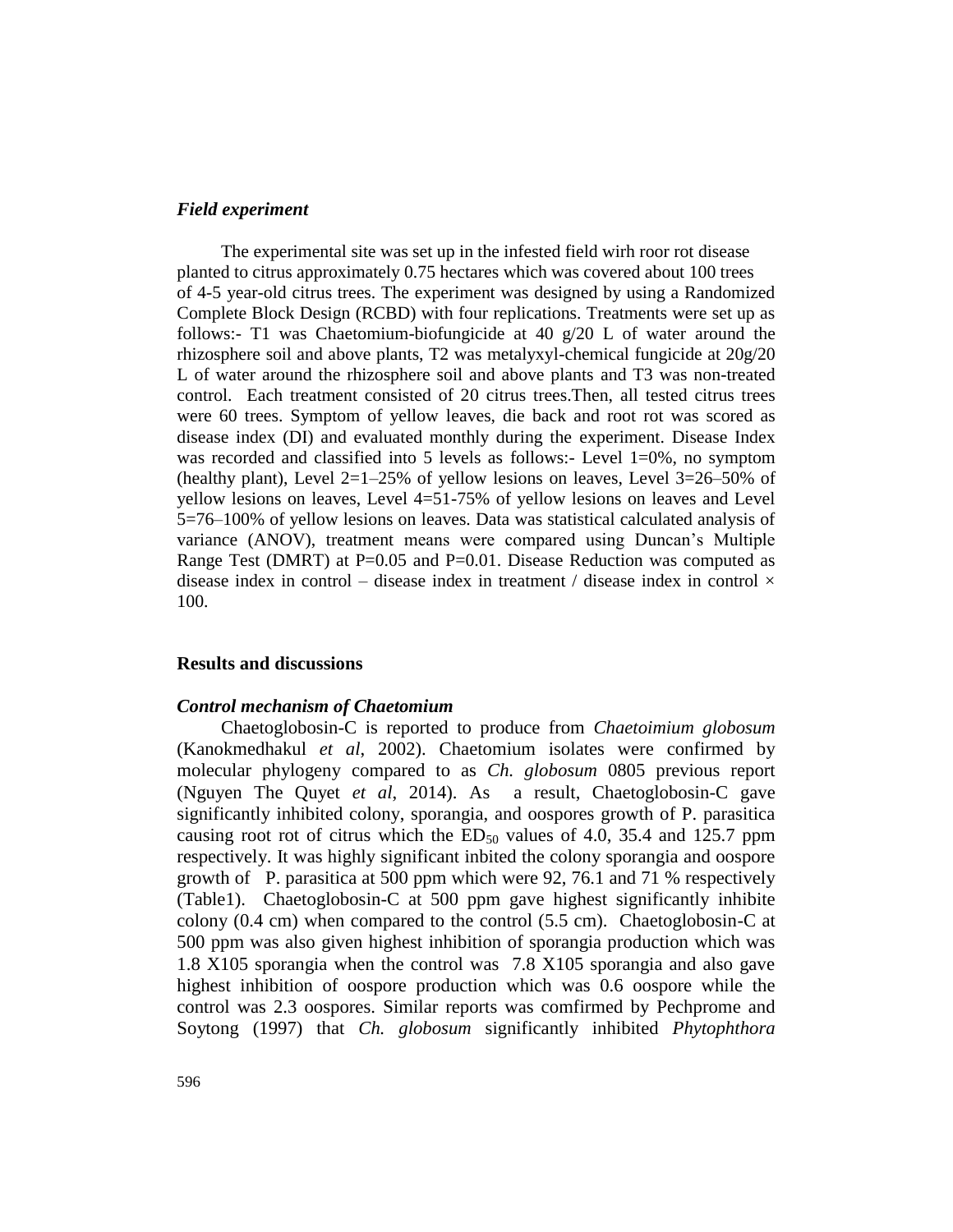### *Field experiment*

The experimental site was set up in the infested field wirh roor rot disease planted to citrus approximately 0.75 hectares which was covered about 100 trees of 4-5 year-old citrus trees. The experiment was designed by using a Randomized Complete Block Design (RCBD) with four replications. Treatments were set up as follows:- T1 was Chaetomium-biofungicide at 40 g/20 L of water around the rhizosphere soil and above plants, T2 was metalyxyl-chemical fungicide at 20g/20 L of water around the rhizosphere soil and above plants and T3 was non-treated control. Each treatment consisted of 20 citrus trees.Then, all tested citrus trees were 60 trees. Symptom of yellow leaves, die back and root rot was scored as disease index (DI) and evaluated monthly during the experiment. Disease Index was recorded and classified into 5 levels as follows:- Level 1=0%, no symptom (healthy plant), Level 2=1–25% of yellow lesions on leaves, Level 3=26–50% of yellow lesions on leaves, Level 4=51-75% of yellow lesions on leaves and Level 5=76–100% of yellow lesions on leaves. Data was statistical calculated analysis of variance (ANOV), treatment means were compared using Duncan's Multiple Range Test (DMRT) at P=0.05 and P=0.01. Disease Reduction was computed as disease index in control – disease index in treatment / disease index in control × 100.

## Results and discussions

### *Control mechanism of Chaetomium*

Chaetoglobosin-C is reported to produce from *Chaetoimium globosum* (Kanokmedhakul *et al*, 2002). Chaetomium isolates were confirmed by molecular phylogeny compared to as *Ch. globosum* 0805 previous report (Nguyen The Quyet *et al*, 2014). As a result, Chaetoglobosin-C gave significantly inhibited colony, sporangia, and oospores growth of P. parasitica causing root rot of citrus which the $ED_{50}$ values of 4.0, 35.4 and 125.7 ppm respectively. It was highly significant inbited the colony sporangia and oospore growth of P. parasitica at 500 ppm which were 92, 76.1 and 71 % respectively (Table1). Chaetoglobosin-C at 500 ppm gave highest significantly inhibite colony (0.4 cm) when compared to the control (5.5 cm). Chaetoglobosin-C at 500 ppm was also given highest inhibition of sporangia production which was 1.8 X105 sporangia when the control was 7.8 X105 sporangia and also gave highest inhibition of oospore production which was 0.6 oospore while the control was 2.3 oospores. Similar reports was comfirmed by Pechprome and Soytong (1997) that *Ch. globosum* significantly inhibited *Phytophthora*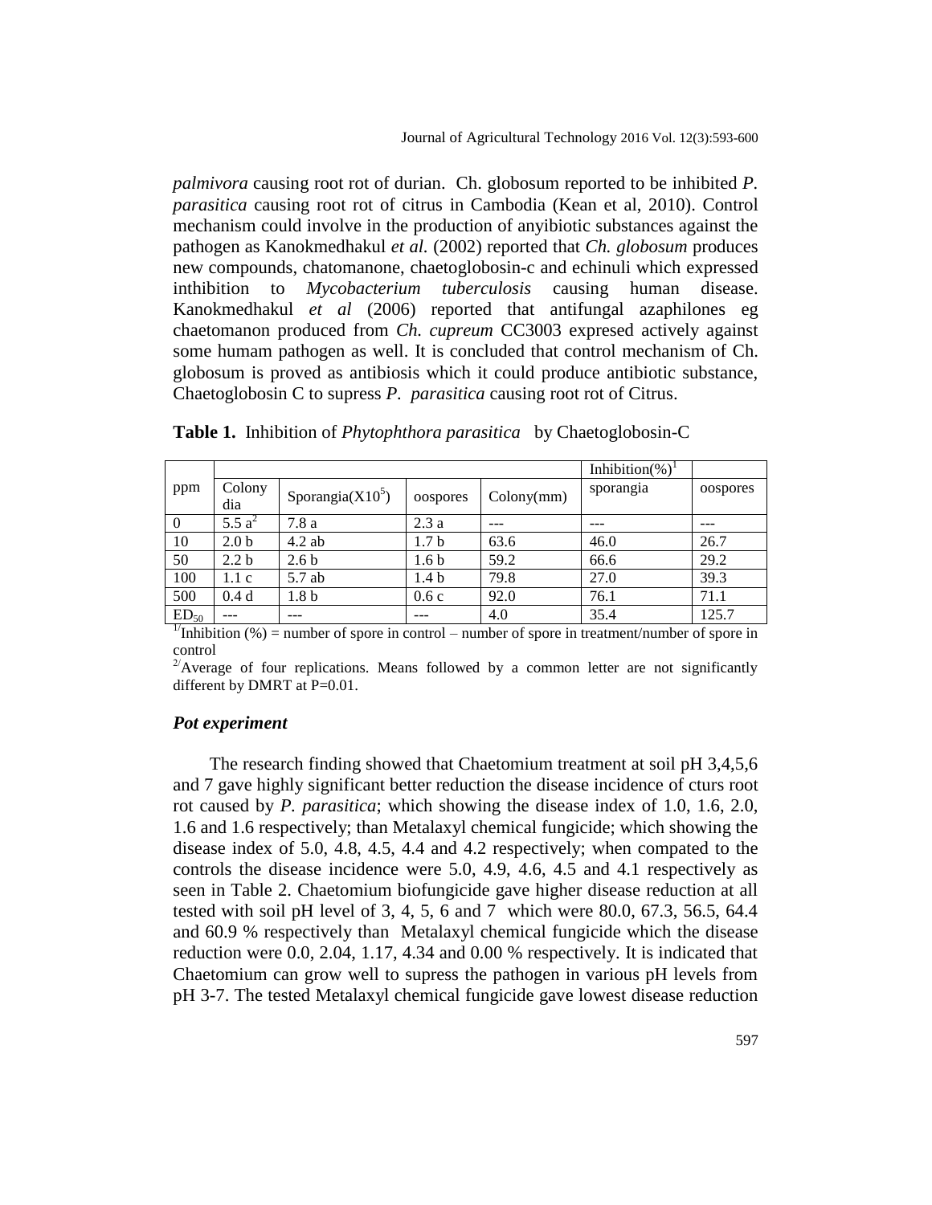*palmivora* causing root rot of durian. Ch. globosum reported to be inhibited *P. parasitica* causing root rot of citrus in Cambodia (Kean et al, 2010). Control mechanism could involve in the production of anyibiotic substances against the pathogen as Kanokmedhakul *et al.* (2002) reported that *Ch. globosum* produces new compounds, chatomanone, chaetoglobosin-c and echinuli which expressed inthibition to *Mycobacterium tuberculosis* causing human disease. Kanokmedhakul *et al* (2006) reported that antifungal azaphilones eg chaetomanon produced from *Ch. cupreum* CC3003 expresed actively against some humam pathogen as well. It is concluded that control mechanism of Ch. globosum is proved as antibiosis which it could produce antibiotic substance, Chaetoglobosin C to supress *P. parasitica* causing root rot of Citrus.

**Table 1.** Inhibition of *Phytophthora parasitica* by Chaetoglobosin-C

| ppm | Colony dia | Sporangia($X10^5$) | oospores | Colony(mm) | Inhibition(%)[1] sporangia | oospores |
|---|---|---|---|---|---|---|
| 0 | 5.5 a[2] | 7.8 a | 2.3 a | --- | --- | --- |
| 10 | 2.0 b | 4.2 ab | 1.7 b | 63.6 | 46.0 | 26.7 |
| 50 | 2.2 b | 2.6 b | 1.6 b | 59.2 | 66.6 | 29.2 |
| 100 | 1.1 c | 5.7 ab | 1.4 b | 79.8 | 27.0 | 39.3 |
| 500 | 0.4 d | 1.8 b | 0.6 c | 92.0 | 76.1 | 71.1 |
| $ED_{50}$ | --- | --- | --- | 4.0 | 35.4 | 125.7 |

[1/]Inhibition (%) = number of spore in control – number of spore in treatment/number of spore in control

[2/]Average of four replications. Means followed by a common letter are not significantly different by DMRT at P=0.01.

### *Pot experiment*

The research finding showed that Chaetomium treatment at soil pH 3,4,5,6 and 7 gave highly significant better reduction the disease incidence of cturs root rot caused by *P. parasitica*; which showing the disease index of 1.0, 1.6, 2.0, 1.6 and 1.6 respectively; than Metalaxyl chemical fungicide; which showing the disease index of 5.0, 4.8, 4.5, 4.4 and 4.2 respectively; when compated to the controls the disease incidence were 5.0, 4.9, 4.6, 4.5 and 4.1 respectively as seen in Table 2. Chaetomium biofungicide gave higher disease reduction at all tested with soil pH level of 3, 4, 5, 6 and 7 which were 80.0, 67.3, 56.5, 64.4 and 60.9 % respectively than Metalaxyl chemical fungicide which the disease reduction were 0.0, 2.04, 1.17, 4.34 and 0.00 % respectively. It is indicated that Chaetomium can grow well to supress the pathogen in various pH levels from pH 3-7. The tested Metalaxyl chemical fungicide gave lowest disease reduction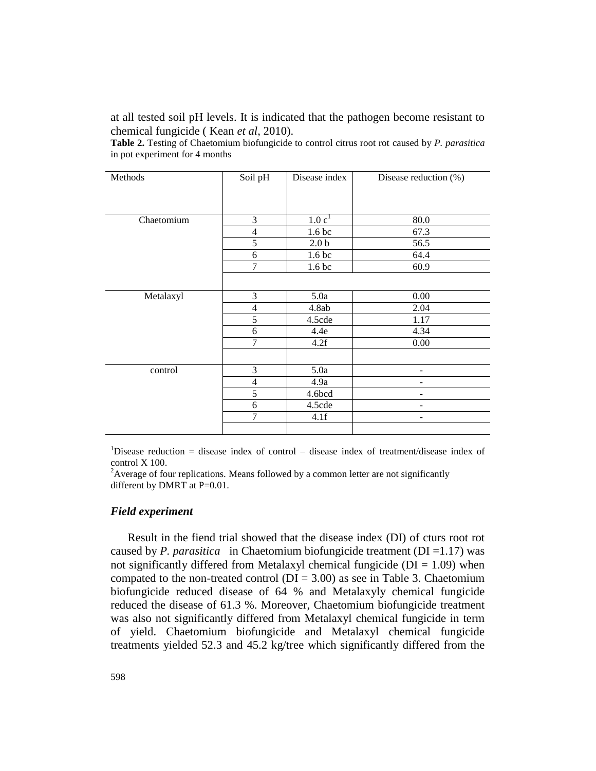at all tested soil pH levels. It is indicated that the pathogen become resistant to chemical fungicide ( Kean *et al*, 2010).

**Table 2.** Testing of Chaetomium biofungicide to control citrus root rot caused by *P. parasitica* in pot experiment for 4 months

| Methods | Soil pH | Disease index | Disease reduction (%) |
|---|---|---|---|
| Chaetomium | 3 | 1.0 c[1] | 80.0 |
| | 4 | 1.6 bc | 67.3 |
| | 5 | 2.0 b | 56.5 |
| | 6 | 1.6 bc | 64.4 |
| | 7 | 1.6 bc | 60.9 |
| Metalaxyl | 3 | 5.0a | 0.00 |
| | 4 | 4.8ab | 2.04 |
| | 5 | 4.5cde | 1.17 |
| | 6 | 4.4e | 4.34 |
| | 7 | 4.2f | 0.00 |
| control | 3 | 5.0a | - |
| | 4 | 4.9a | - |
| | 5 | 4.6bcd | - |
| | 6 | 4.5cde | - |
| | 7 | 4.1f | - |

[1]Disease reduction = disease index of control – disease index of treatment/disease index of control X 100.

[2]Average of four replications. Means followed by a common letter are not significantly different by DMRT at P=0.01.

### *Field experiment*

Result in the fiend trial showed that the disease index (DI) of cturs root rot caused by *P. parasitica* in Chaetomium biofungicide treatment (DI =1.17) was not significantly differed from Metalaxyl chemical fungicide (DI = 1.09) when compated to the non-treated control (DI = 3.00) as see in Table 3. Chaetomium biofungicide reduced disease of 64 % and Metalaxyly chemical fungicide reduced the disease of 61.3 %. Moreover, Chaetomium biofungicide treatment was also not significantly differed from Metalaxyl chemical fungicide in term of yield. Chaetomium biofungicide and Metalaxyl chemical fungicide treatments yielded 52.3 and 45.2 kg/tree which significantly differed from the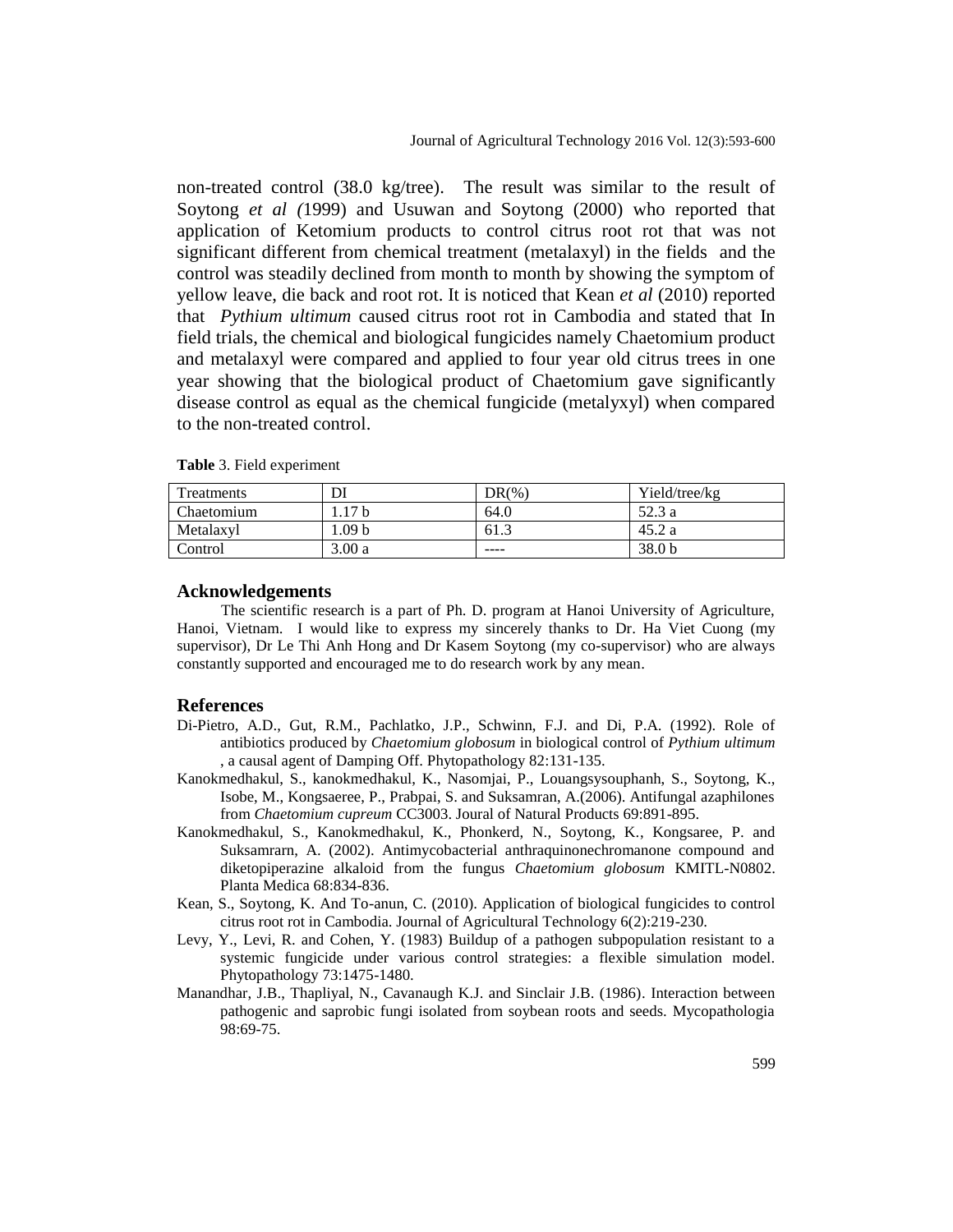non-treated control (38.0 kg/tree). The result was similar to the result of Soytong *et al (*1999) and Usuwan and Soytong (2000) who reported that application of Ketomium products to control citrus root rot that was not significant different from chemical treatment (metalaxyl) in the fields and the control was steadily declined from month to month by showing the symptom of yellow leave, die back and root rot. It is noticed that Kean *et al* (2010) reported that *Pythium ultimum* caused citrus root rot in Cambodia and stated that In field trials, the chemical and biological fungicides namely Chaetomium product and metalaxyl were compared and applied to four year old citrus trees in one year showing that the biological product of Chaetomium gave significantly disease control as equal as the chemical fungicide (metalyxyl) when compared to the non-treated control.

**Table** 3. Field experiment

| Treatments | DI | DR(%) | Yield/tree/kg |
|---|---|---|---|
| Chaetomium | 1.17 b | 64.0 | 52.3 a |
| Metalaxyl | 1.09 b | 61.3 | 45.2 a |
| Control | 3.00 a | ---- | 38.0 b |

## Acknowledgements

The scientific research is a part of Ph. D. program at Hanoi University of Agriculture, Hanoi, Vietnam. I would like to express my sincerely thanks to Dr. Ha Viet Cuong (my supervisor), Dr Le Thi Anh Hong and Dr Kasem Soytong (my co-supervisor) who are always constantly supported and encouraged me to do research work by any mean.

## References

Di-Pietro, A.D., Gut, R.M., Pachlatko, J.P., Schwinn, F.J. and Di, P.A. (1992). Role of antibiotics produced by *Chaetomium globosum* in biological control of *Pythium ultimum* , a causal agent of Damping Off. Phytopathology 82:131-135.

Kanokmedhakul, S., kanokmedhakul, K., Nasomjai, P., Louangsysouphanh, S., Soytong, K., Isobe, M., Kongsaeree, P., Prabpai, S. and Suksamran, A.(2006). Antifungal azaphilones from *Chaetomium cupreum* CC3003. Joural of Natural Products 69:891-895.

Kanokmedhakul, S., Kanokmedhakul, K., Phonkerd, N., Soytong, K., Kongsaree, P. and Suksamrarn, A. (2002). Antimycobacterial anthraquinonechromanone compound and diketopiperazine alkaloid from the fungus *Chaetomium globosum* KMITL-N0802. Planta Medica 68:834-836.

Kean, S., Soytong, K. And To-anun, C. (2010). Application of biological fungicides to control citrus root rot in Cambodia. Journal of Agricultural Technology 6(2):219-230.

Levy, Y., Levi, R. and Cohen, Y. (1983) Buildup of a pathogen subpopulation resistant to a systemic fungicide under various control strategies: a flexible simulation model. Phytopathology 73:1475-1480.

Manandhar, J.B., Thapliyal, N., Cavanaugh K.J. and Sinclair J.B. (1986). Interaction between pathogenic and saprobic fungi isolated from soybean roots and seeds. Mycopathologia 98:69-75.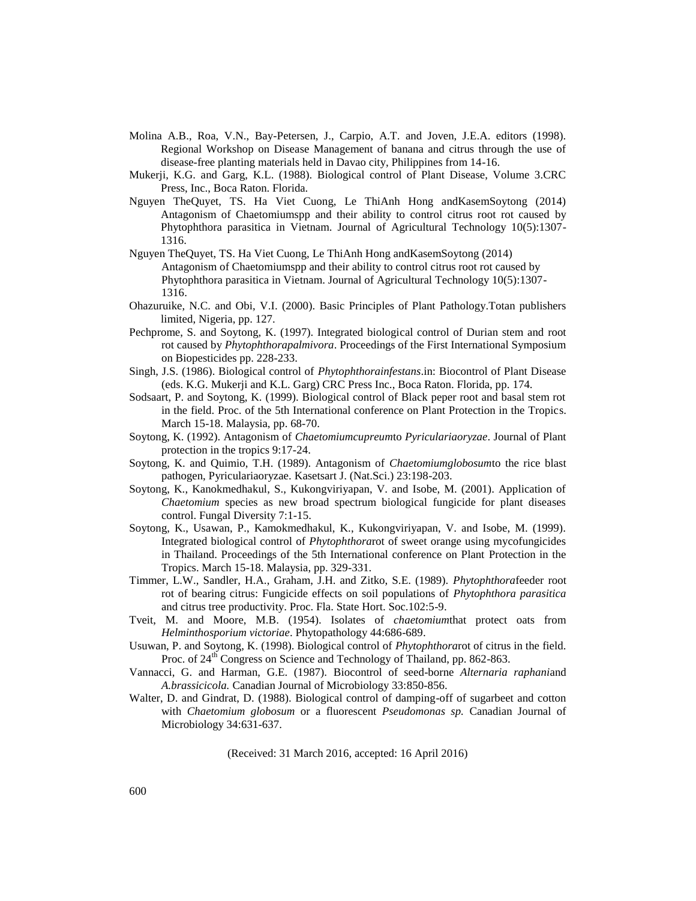Molina A.B., Roa, V.N., Bay-Petersen, J., Carpio, A.T. and Joven, J.E.A. editors (1998). Regional Workshop on Disease Management of banana and citrus through the use of disease-free planting materials held in Davao city, Philippines from 14-16.

Mukerji, K.G. and Garg, K.L. (1988). Biological control of Plant Disease, Volume 3.CRC Press, Inc., Boca Raton. Florida.

Nguyen TheQuyet, TS. Ha Viet Cuong, Le ThiAnh Hong andKasemSoytong (2014) Antagonism of Chaetomiumspp and their ability to control citrus root rot caused by Phytophthora parasitica in Vietnam. Journal of Agricultural Technology 10(5):1307-1316.

Nguyen TheQuyet, TS. Ha Viet Cuong, Le ThiAnh Hong andKasemSoytong (2014) Antagonism of Chaetomiumspp and their ability to control citrus root rot caused by Phytophthora parasitica in Vietnam. Journal of Agricultural Technology 10(5):1307-1316.

Ohazuruike, N.C. and Obi, V.I. (2000). Basic Principles of Plant Pathology.Totan publishers limited, Nigeria, pp. 127.

Pechprome, S. and Soytong, K. (1997). Integrated biological control of Durian stem and root rot caused by *Phytophthorapalmivora*. Proceedings of the First International Symposium on Biopesticides pp. 228-233.

Singh, J.S. (1986). Biological control of *Phytophthorainfestans*.in: Biocontrol of Plant Disease (eds. K.G. Mukerji and K.L. Garg) CRC Press Inc., Boca Raton. Florida, pp. 174.

Sodsaart, P. and Soytong, K. (1999). Biological control of Black peper root and basal stem rot in the field. Proc. of the 5th International conference on Plant Protection in the Tropics. March 15-18. Malaysia, pp. 68-70.

Soytong, K. (1992). Antagonism of *Chaetomiumcupreum*to *Pyriculariaoryzae*. Journal of Plant protection in the tropics 9:17-24.

Soytong, K. and Quimio, T.H. (1989). Antagonism of *Chaetomiumglobosum*to the rice blast pathogen, Pyriculariaoryzae. Kasetsart J. (Nat.Sci.) 23:198-203.

Soytong, K., Kanokmedhakul, S., Kukongviriyapan, V. and Isobe, M. (2001). Application of *Chaetomium* species as new broad spectrum biological fungicide for plant diseases control. Fungal Diversity 7:1-15.

Soytong, K., Usawan, P., Kamokmedhakul, K., Kukongviriyapan, V. and Isobe, M. (1999). Integrated biological control of *Phytophthora*rot of sweet orange using mycofungicides in Thailand. Proceedings of the 5th International conference on Plant Protection in the Tropics. March 15-18. Malaysia, pp. 329-331.

Timmer, L.W., Sandler, H.A., Graham, J.H. and Zitko, S.E. (1989). *Phytophthora*feeder root rot of bearing citrus: Fungicide effects on soil populations of *Phytophthora parasitica* and citrus tree productivity. Proc. Fla. State Hort. Soc.102:5-9.

Tveit, M. and Moore, M.B. (1954). Isolates of *chaetomium*that protect oats from *Helminthosporium victoriae*. Phytopathology 44:686-689.

Usuwan, P. and Soytong, K. (1998). Biological control of *Phytophthora*rot of citrus in the field. Proc. of 24th Congress on Science and Technology of Thailand, pp. 862-863.

Vannacci, G. and Harman, G.E. (1987). Biocontrol of seed-borne *Alternaria raphani*and *A.brassicicola.* Canadian Journal of Microbiology 33:850-856.

Walter, D. and Gindrat, D. (1988). Biological control of damping-off of sugarbeet and cotton with *Chaetomium globosum* or a fluorescent *Pseudomonas sp.* Canadian Journal of Microbiology 34:631-637.

(Received: 31 March 2016, accepted: 16 April 2016)